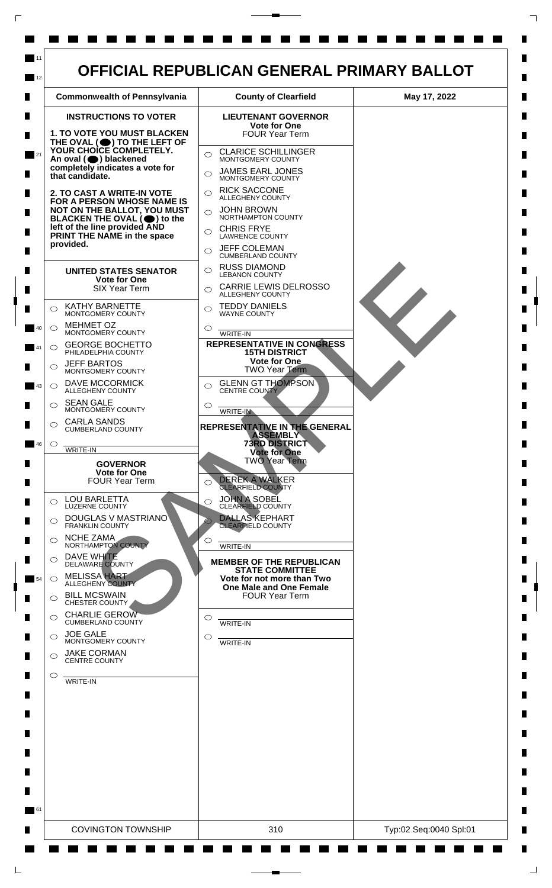# OFFICIAL REPUBLICAN GENERAL PRIMARY BALLOT

| Commonwealth of Pennsylvania | County of Clearfield | May 17, 2022 |
| --- | --- | --- |

**INSTRUCTIONS TO VOTER**

**1. TO VOTE YOU MUST BLACKEN THE OVAL (⬤) TO THE LEFT OF YOUR CHOICE COMPLETELY. An oval (⬤) blackened completely indicates a vote for that candidate.**

**2. TO CAST A WRITE-IN VOTE FOR A PERSON WHOSE NAME IS NOT ON THE BALLOT, YOU MUST BLACKEN THE OVAL (⬤) to the left of the line provided AND PRINT THE NAME in the space provided.**

## UNITED STATES SENATOR
**Vote for One**
SIX Year Term

- ○ KATHY BARNETTE — MONTGOMERY COUNTY
- ○ MEHMET OZ — MONTGOMERY COUNTY
- ○ GEORGE BOCHETTO — PHILADELPHIA COUNTY
- ○ JEFF BARTOS — MONTGOMERY COUNTY
- ○ DAVE MCCORMICK — ALLEGHENY COUNTY
- ○ SEAN GALE — MONTGOMERY COUNTY
- ○ CARLA SANDS — CUMBERLAND COUNTY
- ○ ______ WRITE-IN

## GOVERNOR
**Vote for One**
FOUR Year Term

- ○ LOU BARLETTA — LUZERNE COUNTY
- ○ DOUGLAS V MASTRIANO — FRANKLIN COUNTY
- ○ NCHE ZAMA — NORTHAMPTON COUNTY
- ○ DAVE WHITE — DELAWARE COUNTY
- ○ MELISSA HART — ALLEGHENY COUNTY
- ○ BILL MCSWAIN — CHESTER COUNTY
- ○ CHARLIE GEROW — CUMBERLAND COUNTY
- ○ JOE GALE — MONTGOMERY COUNTY
- ○ JAKE CORMAN — CENTRE COUNTY
- ○ ______ WRITE-IN

## LIEUTENANT GOVERNOR
**Vote for One**
FOUR Year Term

- ○ CLARICE SCHILLINGER — MONTGOMERY COUNTY
- ○ JAMES EARL JONES — MONTGOMERY COUNTY
- ○ RICK SACCONE — ALLEGHENY COUNTY
- ○ JOHN BROWN — NORTHAMPTON COUNTY
- ○ CHRIS FRYE — LAWRENCE COUNTY
- ○ JEFF COLEMAN — CUMBERLAND COUNTY
- ○ RUSS DIAMOND — LEBANON COUNTY
- ○ CARRIE LEWIS DELROSSO — ALLEGHENY COUNTY
- ○ TEDDY DANIELS — WAYNE COUNTY
- ○ ______ WRITE-IN

## REPRESENTATIVE IN CONGRESS
**15TH DISTRICT**
**Vote for One**
TWO Year Term

- ○ GLENN GT THOMPSON — CENTRE COUNTY
- ○ ______ WRITE-IN

## REPRESENTATIVE IN THE GENERAL ASSEMBLY
**73RD DISTRICT**
**Vote for One**
TWO Year Term

- ○ DEREK A WALKER — CLEARFIELD COUNTY
- ○ JOHN A SOBEL — CLEARFIELD COUNTY
- ○ DALLAS KEPHART — CLEARFIELD COUNTY
- ○ ______ WRITE-IN

## MEMBER OF THE REPUBLICAN STATE COMMITTEE
**Vote for not more than Two**
**One Male and One Female**
FOUR Year Term

- ○ ______ WRITE-IN
- ○ ______ WRITE-IN

SAMPLE

| COVINGTON TOWNSHIP | 310 | Typ:02 Seq:0040 Spl:01 |
| --- | --- | --- |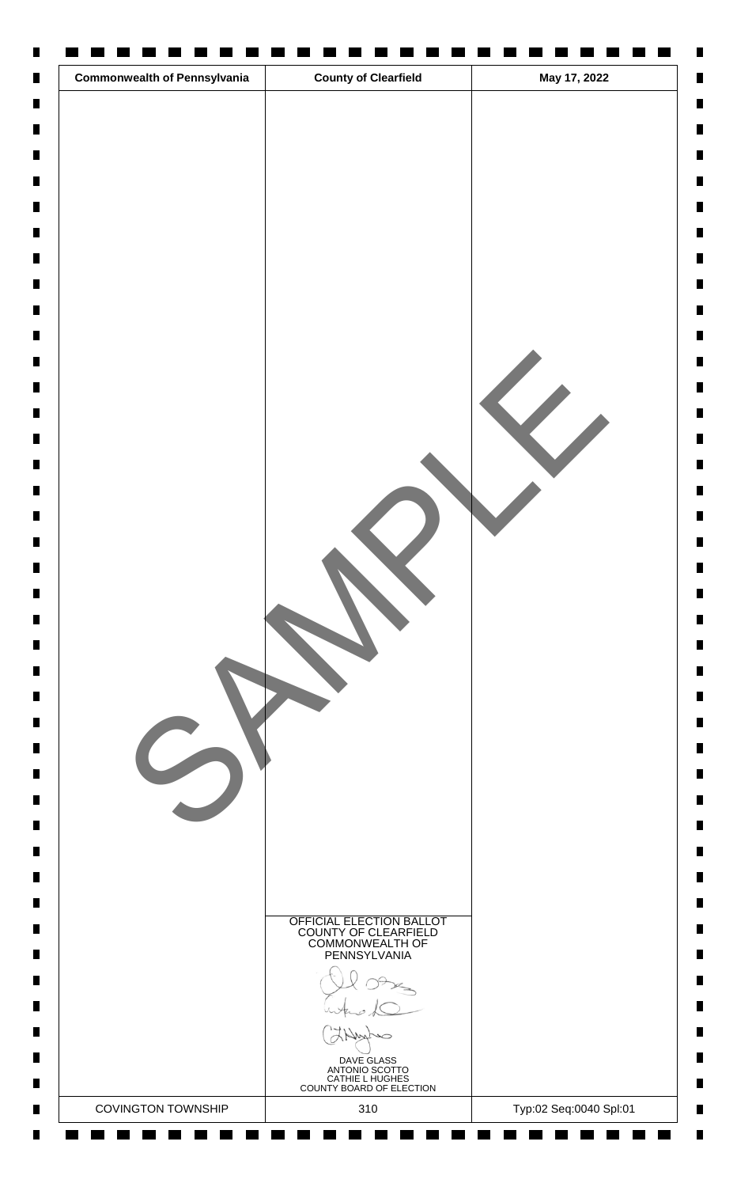| Commonwealth of Pennsylvania | County of Clearfield | May 17, 2022 |
|---|---|---|
| | OFFICIAL ELECTION BALLOT<br>COUNTY OF CLEARFIELD<br>COMMONWEALTH OF PENNSYLVANIA<br><br>DAVE GLASS<br>ANTONIO SCOTTO<br>CATHIE L HUGHES<br>COUNTY BOARD OF ELECTION | |
| COVINGTON TOWNSHIP | 310 | Typ:02 Seq:0040 Spl:01 |

SAMPLE